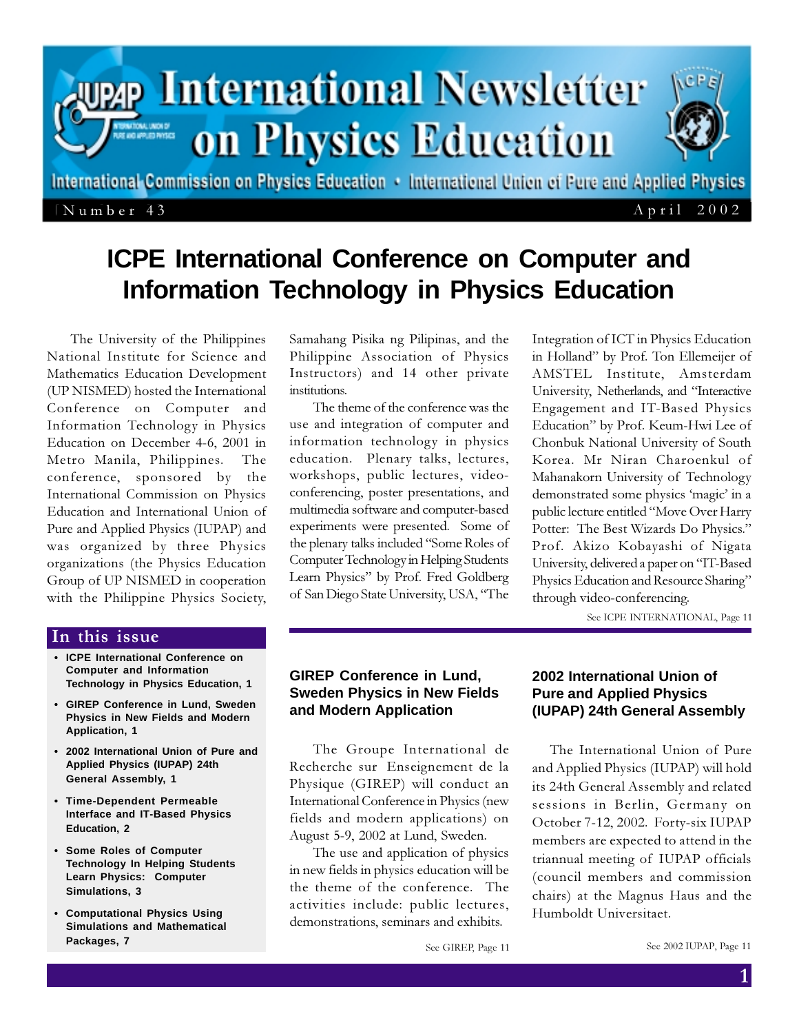# International Newsletter on Physics Education

International Commission on Physics Education • International Union of Pure and Applied Physics

Number 43 — April 2002

## ICPE International Conference on Computer and Information Technology in Physics Education

The University of the Philippines National Institute for Science and Mathematics Education Development (UP NISMED) hosted the International Conference on Computer and Information Technology in Physics Education on December 4-6, 2001 in Metro Manila, Philippines. The conference, sponsored by the International Commission on Physics Education and International Union of Pure and Applied Physics (IUPAP) and was organized by three Physics organizations (the Physics Education Group of UP NISMED in cooperation with the Philippine Physics Society, Samahang Pisika ng Pilipinas, and the Philippine Association of Physics Instructors) and 14 other private institutions.

The theme of the conference was the use and integration of computer and information technology in physics education. Plenary talks, lectures, workshops, public lectures, video-conferencing, poster presentations, and multimedia software and computer-based experiments were presented. Some of the plenary talks included "Some Roles of Computer Technology in Helping Students Learn Physics" by Prof. Fred Goldberg of San Diego State University, USA, "The Integration of ICT in Physics Education in Holland" by Prof. Ton Ellemeijer of AMSTEL Institute, Amsterdam University, Netherlands, and "Interactive Engagement and IT-Based Physics Education" by Prof. Keum-Hwi Lee of Chonbuk National University of South Korea. Mr Niran Charoenkul of Mahanakorn University of Technology demonstrated some physics 'magic' in a public lecture entitled "Move Over Harry Potter: The Best Wizards Do Physics." Prof. Akizo Kobayashi of Nigata University, delivered a paper on "IT-Based Physics Education and Resource Sharing" through video-conferencing.

See ICPE INTERNATIONAL, Page 11

## In this issue

- **ICPE International Conference on Computer and Information Technology in Physics Education, 1**
- **GIREP Conference in Lund, Sweden Physics in New Fields and Modern Application, 1**
- **2002 International Union of Pure and Applied Physics (IUPAP) 24th General Assembly, 1**
- **Time-Dependent Permeable Interface and IT-Based Physics Education, 2**
- **Some Roles of Computer Technology In Helping Students Learn Physics: Computer Simulations, 3**
- **Computational Physics Using Simulations and Mathematical Packages, 7**

## GIREP Conference in Lund, Sweden Physics in New Fields and Modern Application

The Groupe International de Recherche sur Enseignement de la Physique (GIREP) will conduct an International Conference in Physics (new fields and modern applications) on August 5-9, 2002 at Lund, Sweden.

The use and application of physics in new fields in physics education will be the theme of the conference. The activities include: public lectures, demonstrations, seminars and exhibits.

See GIREP, Page 11

## 2002 International Union of Pure and Applied Physics (IUPAP) 24th General Assembly

The International Union of Pure and Applied Physics (IUPAP) will hold its 24th General Assembly and related sessions in Berlin, Germany on October 7-12, 2002. Forty-six IUPAP members are expected to attend in the triannual meeting of IUPAP officials (council members and commission chairs) at the Magnus Haus and the Humboldt Universitaet.

See 2002 IUPAP, Page 11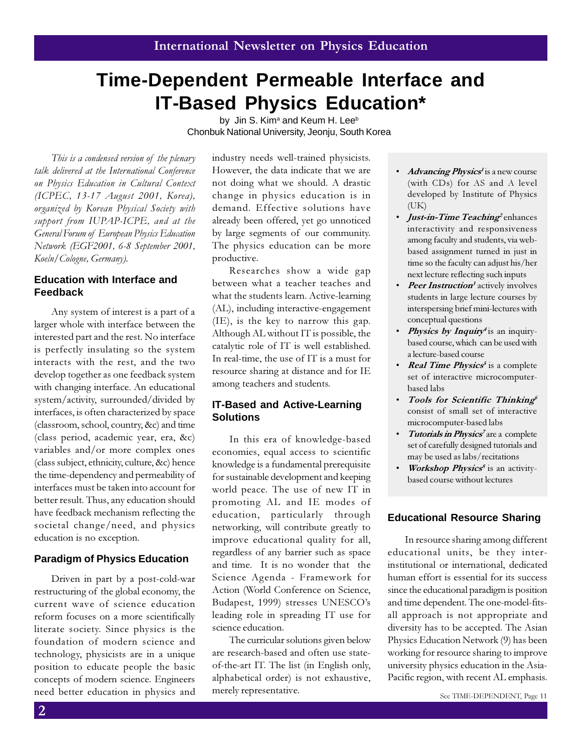# Time-Dependent Permeable Interface and IT-Based Physics Education*

by Jin S. Kim[a] and Keum H. Lee[b]
Chonbuk National University, Jeonju, South Korea

*This is a condensed version of the plenary talk delivered at the International Conference on Physics Education in Cultural Context (ICPEC, 13-17 August 2001, Korea), organized by Korean Physical Society with support from IUPAP-ICPE, and at the General Forum of European Physics Education Network (EGF2001, 6-8 September 2001, Koeln/Cologne, Germany).*

## Education with Interface and Feedback

Any system of interest is a part of a larger whole with interface between the interested part and the rest. No interface is perfectly insulating so the system interacts with the rest, and the two develop together as one feedback system with changing interface. An educational system/activity, surrounded/divided by interfaces, is often characterized by space (classroom, school, country, &c) and time (class period, academic year, era, &c) variables and/or more complex ones (class subject, ethnicity, culture, &c) hence the time-dependency and permeability of interfaces must be taken into account for better result. Thus, any education should have feedback mechanism reflecting the societal change/need, and physics education is no exception.

## Paradigm of Physics Education

Driven in part by a post-cold-war restructuring of the global economy, the current wave of science education reform focuses on a more scientifically literate society. Since physics is the foundation of modern science and technology, physicists are in a unique position to educate people the basic concepts of modern science. Engineers need better education in physics and industry needs well-trained physicists. However, the data indicate that we are not doing what we should. A drastic change in physics education is in demand. Effective solutions have already been offered, yet go unnoticed by large segments of our community. The physics education can be more productive.

Researches show a wide gap between what a teacher teaches and what the students learn. Active-learning (AL), including interactive-engagement (IE), is the key to narrow this gap. Although AL without IT is possible, the catalytic role of IT is well established. In real-time, the use of IT is a must for resource sharing at distance and for IE among teachers and students.

## IT-Based and Active-Learning Solutions

In this era of knowledge-based economies, equal access to scientific knowledge is a fundamental prerequisite for sustainable development and keeping world peace. The use of new IT in promoting AL and IE modes of education, particularly through networking, will contribute greatly to improve educational quality for all, regardless of any barrier such as space and time. It is no wonder that the Science Agenda - Framework for Action (World Conference on Science, Budapest, 1999) stresses UNESCO's leading role in spreading IT use for science education.

The curricular solutions given below are research-based and often use state-of-the-art IT. The list (in English only, alphabetical order) is not exhaustive, merely representative.

- ***Advancing Physics***[1] is a new course (with CDs) for AS and A level developed by Institute of Physics (UK)
- ***Just-in-Time Teaching***[2] enhances interactivity and responsiveness among faculty and students, via web-based assignment turned in just in time so the faculty can adjust his/her next lecture reflecting such inputs
- ***Peer Instruction***[3] actively involves students in large lecture courses by interspersing brief mini-lectures with conceptual questions
- ***Physics by Inquiry***[4] is an inquiry-based course, which can be used with a lecture-based course
- ***Real Time Physics***[5] is a complete set of interactive microcomputer-based labs
- ***Tools for Scientific Thinking***[6] consist of small set of interactive microcomputer-based labs
- ***Tutorials in Physics***[7] are a complete set of carefully designed tutorials and may be used as labs/recitations
- ***Workshop Physics***[8] is an activity-based course without lectures

## Educational Resource Sharing

In resource sharing among different educational units, be they inter-institutional or international, dedicated human effort is essential for its success since the educational paradigm is position and time dependent. The one-model-fits-all approach is not appropriate and diversity has to be accepted. The Asian Physics Education Network (9) has been working for resource sharing to improve university physics education in the Asia-Pacific region, with recent AL emphasis.

See TIME-DEPENDENT, Page 11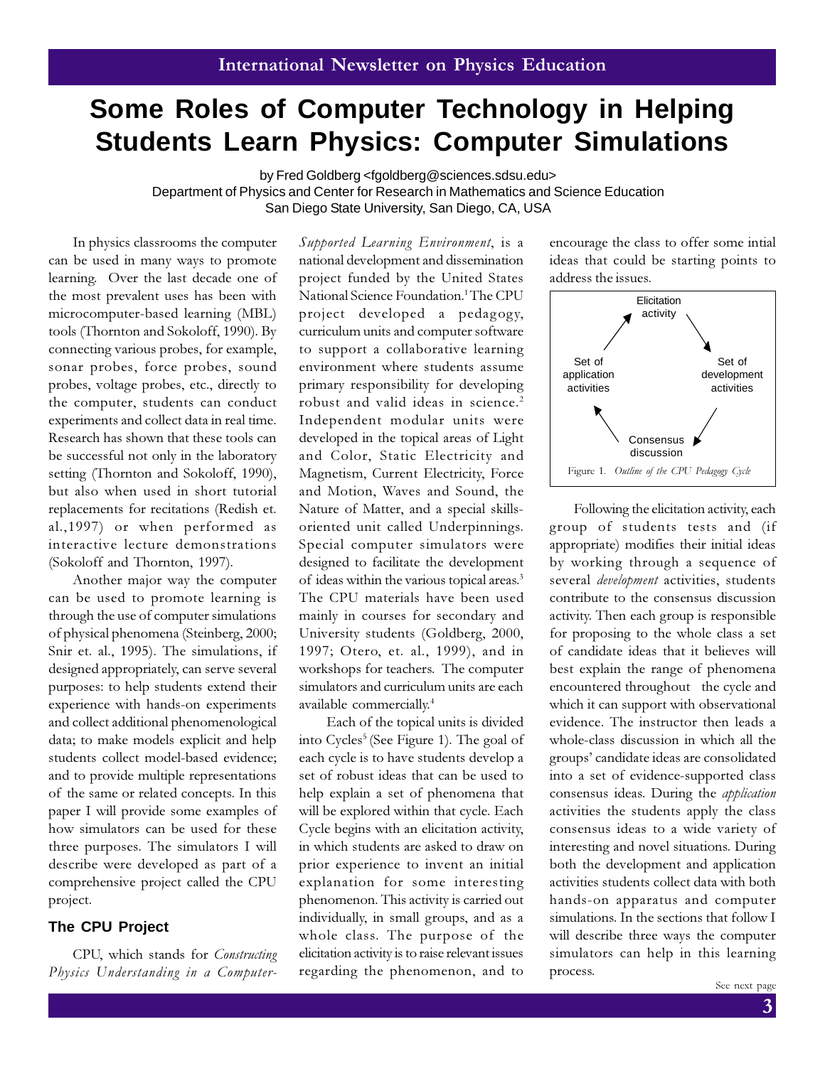# Some Roles of Computer Technology in Helping Students Learn Physics: Computer Simulations

by Fred Goldberg <fgoldberg@sciences.sdsu.edu>
Department of Physics and Center for Research in Mathematics and Science Education
San Diego State University, San Diego, CA, USA

In physics classrooms the computer can be used in many ways to promote learning. Over the last decade one of the most prevalent uses has been with microcomputer-based learning (MBL) tools (Thornton and Sokoloff, 1990). By connecting various probes, for example, sonar probes, force probes, sound probes, voltage probes, etc., directly to the computer, students can conduct experiments and collect data in real time. Research has shown that these tools can be successful not only in the laboratory setting (Thornton and Sokoloff, 1990), but also when used in short tutorial replacements for recitations (Redish et. al.,1997) or when performed as interactive lecture demonstrations (Sokoloff and Thornton, 1997).

Another major way the computer can be used to promote learning is through the use of computer simulations of physical phenomena (Steinberg, 2000; Snir et. al., 1995). The simulations, if designed appropriately, can serve several purposes: to help students extend their experience with hands-on experiments and collect additional phenomenological data; to make models explicit and help students collect model-based evidence; and to provide multiple representations of the same or related concepts. In this paper I will provide some examples of how simulators can be used for these three purposes. The simulators I will describe were developed as part of a comprehensive project called the CPU project.

## The CPU Project

CPU, which stands for *Constructing Physics Understanding in a Computer-Supported Learning Environment*, is a national development and dissemination project funded by the United States National Science Foundation.[1] The CPU project developed a pedagogy, curriculum units and computer software to support a collaborative learning environment where students assume primary responsibility for developing robust and valid ideas in science.[2] Independent modular units were developed in the topical areas of Light and Color, Static Electricity and Magnetism, Current Electricity, Force and Motion, Waves and Sound, the Nature of Matter, and a special skills-oriented unit called Underpinnings. Special computer simulators were designed to facilitate the development of ideas within the various topical areas.[3] The CPU materials have been used mainly in courses for secondary and University students (Goldberg, 2000, 1997; Otero, et. al., 1999), and in workshops for teachers. The computer simulators and curriculum units are each available commercially.[4]

Each of the topical units is divided into Cycles[5] (See Figure 1). The goal of each cycle is to have students develop a set of robust ideas that can be used to help explain a set of phenomena that will be explored within that cycle. Each Cycle begins with an elicitation activity, in which students are asked to draw on prior experience to invent an initial explanation for some interesting phenomenon. This activity is carried out individually, in small groups, and as a whole class. The purpose of the elicitation activity is to raise relevant issues regarding the phenomenon, and to encourage the class to offer some intial ideas that could be starting points to address the issues.

Elicitation activity → Set of development activities → Consensus discussion → Set of application activities → Elicitation activity

Figure 1. *Outline of the CPU Pedagogy Cycle*

Following the elicitation activity, each group of students tests and (if appropriate) modifies their initial ideas by working through a sequence of several *development* activities, students contribute to the consensus discussion activity. Then each group is responsible for proposing to the whole class a set of candidate ideas that it believes will best explain the range of phenomena encountered throughout the cycle and which it can support with observational evidence. The instructor then leads a whole-class discussion in which all the groups' candidate ideas are consolidated into a set of evidence-supported class consensus ideas. During the *application* activities the students apply the class consensus ideas to a wide variety of interesting and novel situations. During both the development and application activities students collect data with both hands-on apparatus and computer simulations. In the sections that follow I will describe three ways the computer simulators can help in this learning process.

See next page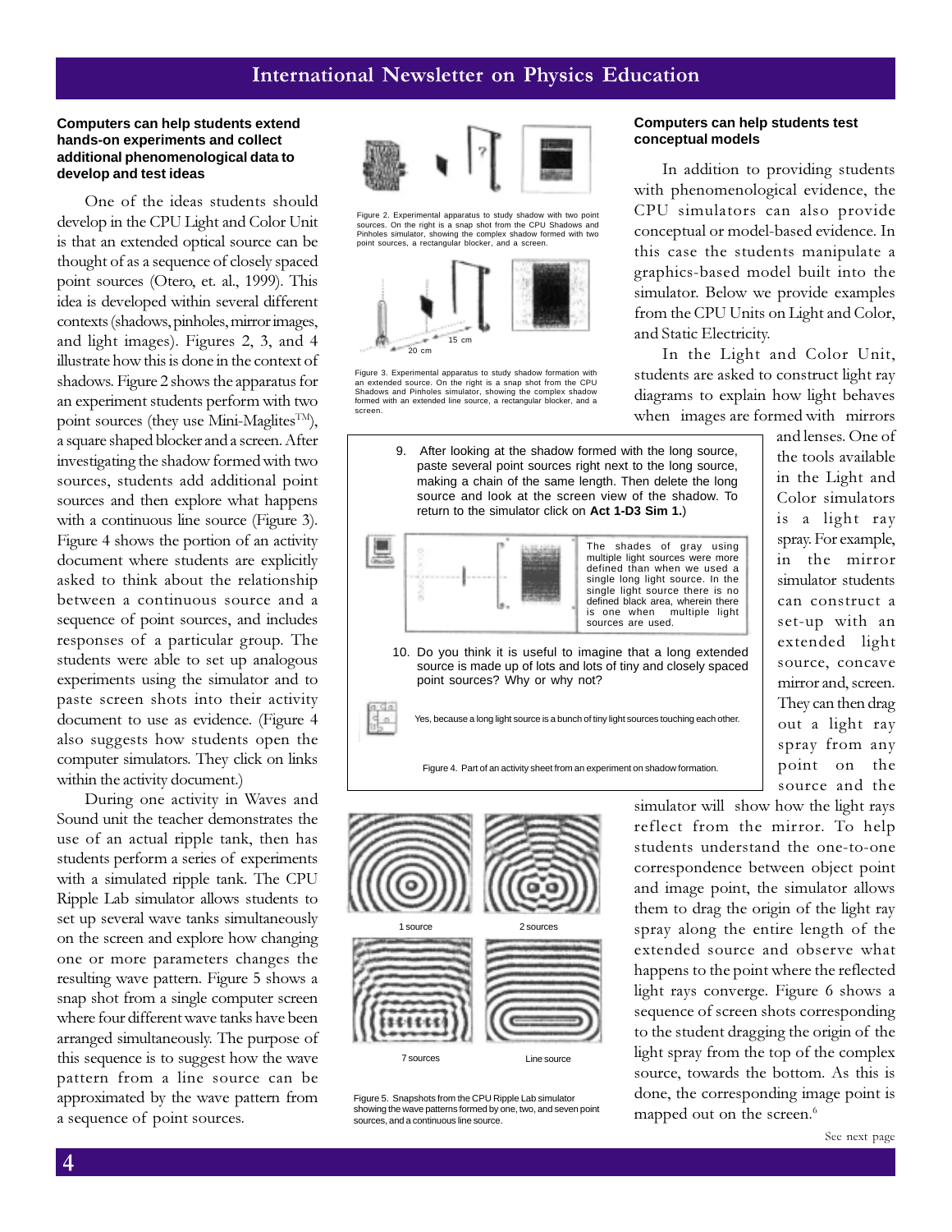### Computers can help students extend hands-on experiments and collect additional phenomenological data to develop and test ideas

One of the ideas students should develop in the CPU Light and Color Unit is that an extended optical source can be thought of as a sequence of closely spaced point sources (Otero, et. al., 1999). This idea is developed within several different contexts (shadows, pinholes, mirror images, and light images). Figures 2, 3, and 4 illustrate how this is done in the context of shadows. Figure 2 shows the apparatus for an experiment students perform with two point sources (they use Mini-Maglites™), a square shaped blocker and a screen. After investigating the shadow formed with two sources, students add additional point sources and then explore what happens with a continuous line source (Figure 3). Figure 4 shows the portion of an activity document where students are explicitly asked to think about the relationship between a continuous source and a sequence of point sources, and includes responses of a particular group. The students were able to set up analogous experiments using the simulator and to paste screen shots into their activity document to use as evidence. (Figure 4 also suggests how students open the computer simulators. They click on links within the activity document.)

During one activity in Waves and Sound unit the teacher demonstrates the use of an actual ripple tank, then has students perform a series of experiments with a simulated ripple tank. The CPU Ripple Lab simulator allows students to set up several wave tanks simultaneously on the screen and explore how changing one or more parameters changes the resulting wave pattern. Figure 5 shows a snap shot from a single computer screen where four different wave tanks have been arranged simultaneously. The purpose of this sequence is to suggest how the wave pattern from a line source can be approximated by the wave pattern from a sequence of point sources.

Figure 2. Experimental apparatus to study shadow with two point sources. On the right is a snap shot from the CPU Shadows and Pinholes simulator, showing the complex shadow formed with two point sources, a rectangular blocker, and a screen.

Figure 3. Experimental apparatus to study shadow formation with an extended source. On the right is a snap shot from the CPU Shadows and Pinholes simulator, showing the complex shadow formed with an extended line source, a rectangular blocker, and a screen.

9. After looking at the shadow formed with the long source, paste several point sources right next to the long source, making a chain of the same length. Then delete the long source and look at the screen view of the shadow. To return to the simulator click on **Act 1-D3 Sim 1.**)

The shades of gray using multiple light sources were more defined than when we used a single long light source. In the single light source there is no defined black area, wherein there is one when multiple light sources are used.

10. Do you think it is useful to imagine that a long extended source is made up of lots and lots of tiny and closely spaced point sources? Why or why not?

Yes, because a long light source is a bunch of tiny light sources touching each other.

Figure 4. Part of an activity sheet from an experiment on shadow formation.

Figure 5. Snapshots from the CPU Ripple Lab simulator showing the wave patterns formed by one, two, and seven point sources, and a continuous line source.

### Computers can help students test conceptual models

In addition to providing students with phenomenological evidence, the CPU simulators can also provide conceptual or model-based evidence. In this case the students manipulate a graphics-based model built into the simulator. Below we provide examples from the CPU Units on Light and Color, and Static Electricity.

In the Light and Color Unit, students are asked to construct light ray diagrams to explain how light behaves when images are formed with mirrors and lenses. One of the tools available in the Light and Color simulators is a light ray spray. For example, in the mirror simulator students can construct a set-up with an extended light source, concave mirror and, screen. They can then drag out a light ray spray from any point on the source and the simulator will show how the light rays reflect from the mirror. To help students understand the one-to-one correspondence between object point and image point, the simulator allows them to drag the origin of the light ray spray along the entire length of the extended source and observe what happens to the point where the reflected light rays converge. Figure 6 shows a sequence of screen shots corresponding to the student dragging the origin of the light spray from the top of the complex source, towards the bottom. As this is done, the corresponding image point is mapped out on the screen.[6]

See next page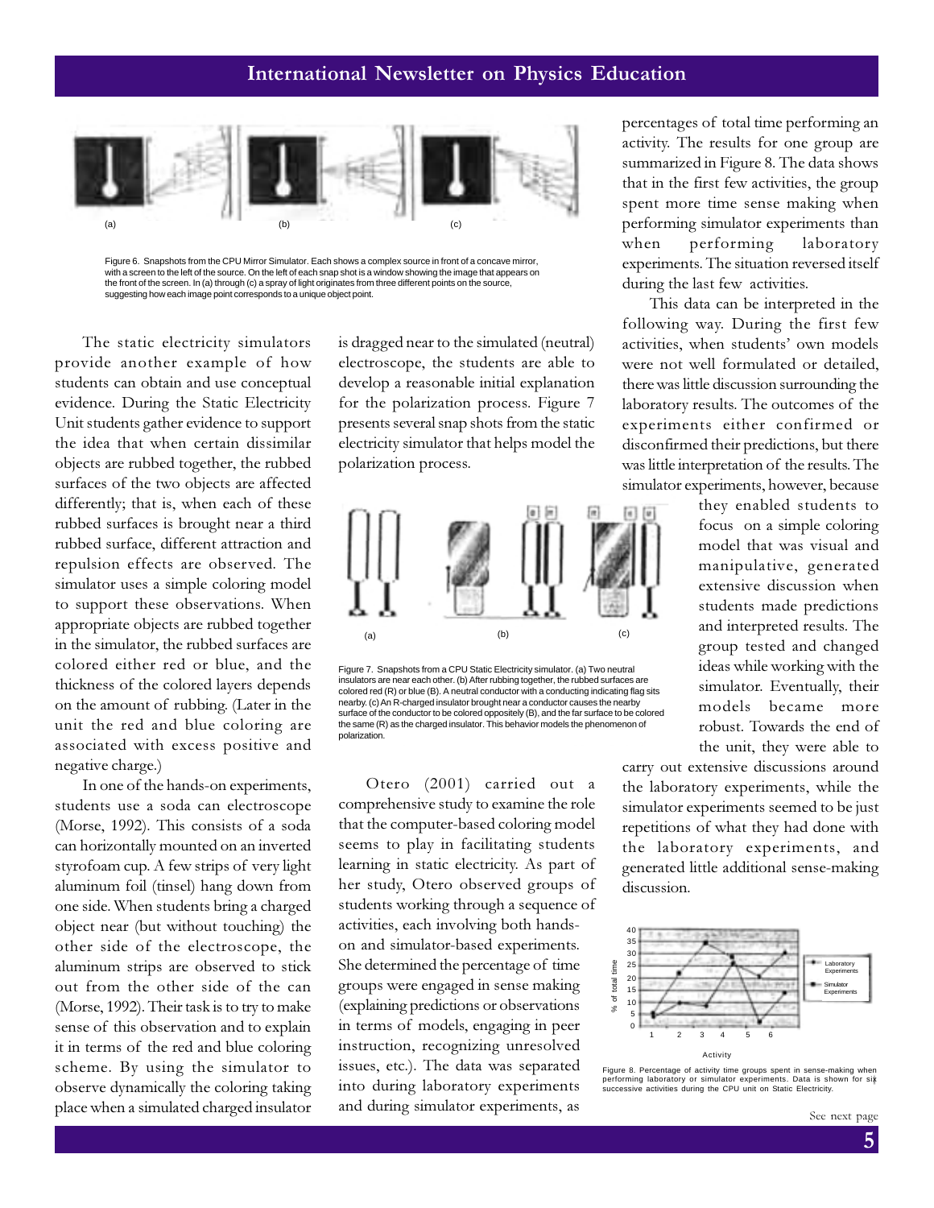Figure 6. Snapshots from the CPU Mirror Simulator. Each shows a complex source in front of a concave mirror, with a screen to the left of the source. On the left of each snap shot is a window showing the image that appears on the front of the screen. In (a) through (c) a spray of light originates from three different points on the source, suggesting how each image point corresponds to a unique object point.

The static electricity simulators provide another example of how students can obtain and use conceptual evidence. During the Static Electricity Unit students gather evidence to support the idea that when certain dissimilar objects are rubbed together, the rubbed surfaces of the two objects are affected differently; that is, when each of these rubbed surfaces is brought near a third rubbed surface, different attraction and repulsion effects are observed. The simulator uses a simple coloring model to support these observations. When appropriate objects are rubbed together in the simulator, the rubbed surfaces are colored either red or blue, and the thickness of the colored layers depends on the amount of rubbing. (Later in the unit the red and blue coloring are associated with excess positive and negative charge.)

In one of the hands-on experiments, students use a soda can electroscope (Morse, 1992). This consists of a soda can horizontally mounted on an inverted styrofoam cup. A few strips of very light aluminum foil (tinsel) hang down from one side. When students bring a charged object near (but without touching) the other side of the electroscope, the aluminum strips are observed to stick out from the other side of the can (Morse, 1992). Their task is to try to make sense of this observation and to explain it in terms of the red and blue coloring scheme. By using the simulator to observe dynamically the coloring taking place when a simulated charged insulator is dragged near to the simulated (neutral) electroscope, the students are able to develop a reasonable initial explanation for the polarization process. Figure 7 presents several snap shots from the static electricity simulator that helps model the polarization process.

Figure 7. Snapshots from a CPU Static Electricity simulator. (a) Two neutral insulators are near each other. (b) After rubbing together, the rubbed surfaces are colored red (R) or blue (B). A neutral conductor with a conducting indicating flag sits nearby. (c) An R-charged insulator brought near a conductor causes the nearby surface of the conductor to be colored oppositely (B), and the far surface to be colored the same (R) as the charged insulator. This behavior models the phenomenon of polarization.

Otero (2001) carried out a comprehensive study to examine the role that the computer-based coloring model seems to play in facilitating students learning in static electricity. As part of her study, Otero observed groups of students working through a sequence of activities, each involving both hands-on and simulator-based experiments. She determined the percentage of time groups were engaged in sense making (explaining predictions or observations in terms of models, engaging in peer instruction, recognizing unresolved issues, etc.). The data was separated into during laboratory experiments and during simulator experiments, as percentages of total time performing an activity. The results for one group are summarized in Figure 8. The data shows that in the first few activities, the group spent more time sense making when performing simulator experiments than when performing laboratory experiments. The situation reversed itself during the last few activities.

This data can be interpreted in the following way. During the first few activities, when students' own models were not well formulated or detailed, there was little discussion surrounding the laboratory results. The outcomes of the experiments either confirmed or disconfirmed their predictions, but there was little interpretation of the results. The simulator experiments, however, because they enabled students to focus on a simple coloring model that was visual and manipulative, generated extensive discussion when students made predictions and interpreted results. The group tested and changed ideas while working with the simulator. Eventually, their models became more robust. Towards the end of the unit, they were able to carry out extensive discussions around the laboratory experiments, while the simulator experiments seemed to be just repetitions of what they had done with the laboratory experiments, and generated little additional sense-making discussion.

Figure 8. Percentage of activity time groups spent in sense-making when performing laboratory or simulator experiments. Data is shown for six successive activities during the CPU unit on Static Electricity.

See next page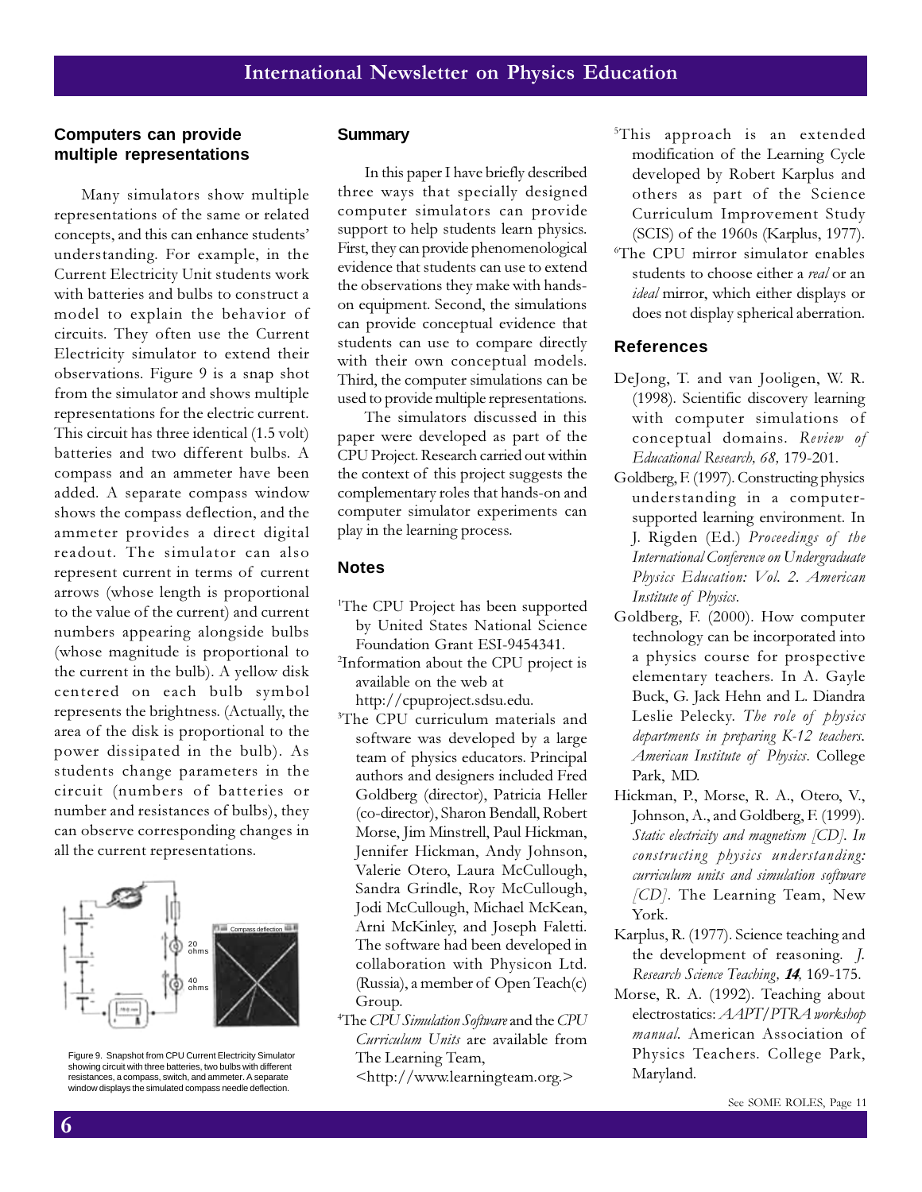## Computers can provide multiple representations

Many simulators show multiple representations of the same or related concepts, and this can enhance students' understanding. For example, in the Current Electricity Unit students work with batteries and bulbs to construct a model to explain the behavior of circuits. They often use the Current Electricity simulator to extend their observations. Figure 9 is a snap shot from the simulator and shows multiple representations for the electric current. This circuit has three identical (1.5 volt) batteries and two different bulbs. A compass and an ammeter have been added. A separate compass window shows the compass deflection, and the ammeter provides a direct digital readout. The simulator can also represent current in terms of current arrows (whose length is proportional to the value of the current) and current numbers appearing alongside bulbs (whose magnitude is proportional to the current in the bulb). A yellow disk centered on each bulb symbol represents the brightness. (Actually, the area of the disk is proportional to the power dissipated in the bulb). As students change parameters in the circuit (numbers of batteries or number and resistances of bulbs), they can observe corresponding changes in all the current representations.

Figure 9. Snapshot from CPU Current Electricity Simulator showing circuit with three batteries, two bulbs with different resistances, a compass, switch, and ammeter. A separate window displays the simulated compass needle deflection.

## Summary

In this paper I have briefly described three ways that specially designed computer simulators can provide support to help students learn physics. First, they can provide phenomenological evidence that students can use to extend the observations they make with hands-on equipment. Second, the simulations can provide conceptual evidence that students can use to compare directly with their own conceptual models. Third, the computer simulations can be used to provide multiple representations.

The simulators discussed in this paper were developed as part of the CPU Project. Research carried out within the context of this project suggests the complementary roles that hands-on and computer simulator experiments can play in the learning process.

## Notes

[1]The CPU Project has been supported by United States National Science Foundation Grant ESI-9454341.

[2]Information about the CPU project is available on the web at http://cpuproject.sdsu.edu.

[3]The CPU curriculum materials and software was developed by a large team of physics educators. Principal authors and designers included Fred Goldberg (director), Patricia Heller (co-director), Sharon Bendall, Robert Morse, Jim Minstrell, Paul Hickman, Jennifer Hickman, Andy Johnson, Valerie Otero, Laura McCullough, Sandra Grindle, Roy McCullough, Jodi McCullough, Michael McKean, Arni McKinley, and Joseph Faletti. The software had been developed in collaboration with Physicon Ltd. (Russia), a member of Open Teach(c) Group.

[4]The *CPU Simulation Software* and the *CPU Curriculum Units* are available from The Learning Team, <http://www.learningteam.org.>

[5]This approach is an extended modification of the Learning Cycle developed by Robert Karplus and others as part of the Science Curriculum Improvement Study (SCIS) of the 1960s (Karplus, 1977).

[6]The CPU mirror simulator enables students to choose either a *real* or an *ideal* mirror, which either displays or does not display spherical aberration.

## References

DeJong, T. and van Jooligen, W. R. (1998). Scientific discovery learning with computer simulations of conceptual domains. *Review of Educational Research, 68*, 179-201.

Goldberg, F. (1997). Constructing physics understanding in a computer-supported learning environment. In J. Rigden (Ed.) *Proceedings of the International Conference on Undergraduate Physics Education: Vol. 2. American Institute of Physics.*

Goldberg, F. (2000). How computer technology can be incorporated into a physics course for prospective elementary teachers. In A. Gayle Buck, G. Jack Hehn and L. Diandra Leslie Pelecky. *The role of physics departments in preparing K-12 teachers. American Institute of Physics*. College Park, MD.

Hickman, P., Morse, R. A., Otero, V., Johnson, A., and Goldberg, F. (1999). *Static electricity and magnetism [CD]. In constructing physics understanding: curriculum units and simulation software [CD].* The Learning Team, New York.

Karplus, R. (1977). Science teaching and the development of reasoning. *J. Research Science Teaching*, ***14***, 169-175.

Morse, R. A. (1992). Teaching about electrostatics: *AAPT/PTRA workshop manual*. American Association of Physics Teachers. College Park, Maryland.

See SOME ROLES, Page 11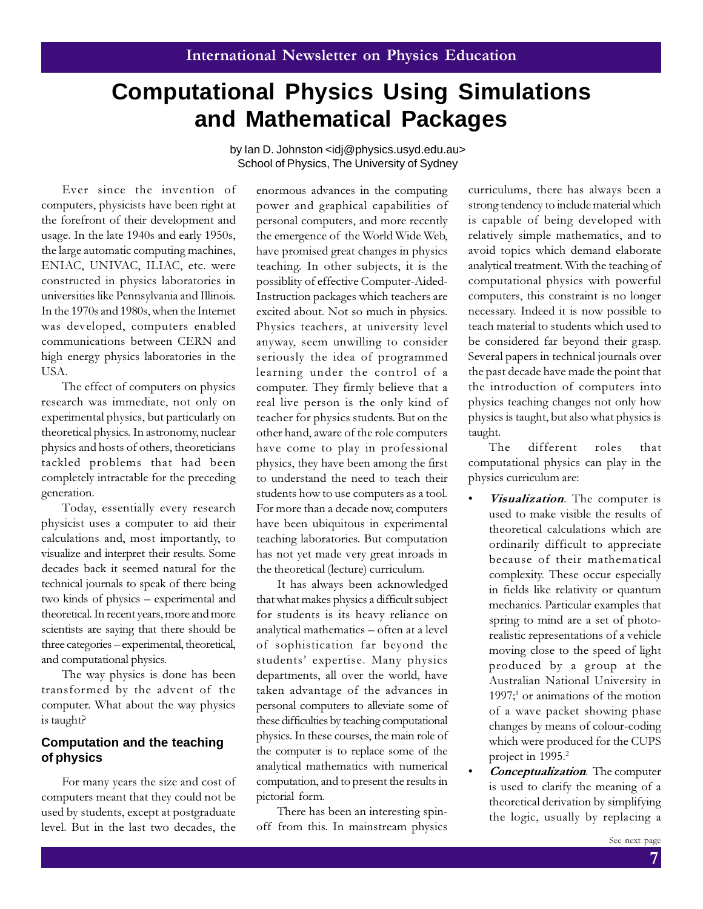# Computational Physics Using Simulations and Mathematical Packages

by Ian D. Johnston <idj@physics.usyd.edu.au>
School of Physics, The University of Sydney

Ever since the invention of computers, physicists have been right at the forefront of their development and usage. In the late 1940s and early 1950s, the large automatic computing machines, ENIAC, UNIVAC, ILIAC, etc. were constructed in physics laboratories in universities like Pennsylvania and Illinois. In the 1970s and 1980s, when the Internet was developed, computers enabled communications between CERN and high energy physics laboratories in the USA.

The effect of computers on physics research was immediate, not only on experimental physics, but particularly on theoretical physics. In astronomy, nuclear physics and hosts of others, theoreticians tackled problems that had been completely intractable for the preceding generation.

Today, essentially every research physicist uses a computer to aid their calculations and, most importantly, to visualize and interpret their results. Some decades back it seemed natural for the technical journals to speak of there being two kinds of physics – experimental and theoretical. In recent years, more and more scientists are saying that there should be three categories – experimental, theoretical, and computational physics.

The way physics is done has been transformed by the advent of the computer. What about the way physics is taught?

## Computation and the teaching of physics

For many years the size and cost of computers meant that they could not be used by students, except at postgraduate level. But in the last two decades, the enormous advances in the computing power and graphical capabilities of personal computers, and more recently the emergence of the World Wide Web, have promised great changes in physics teaching. In other subjects, it is the possiblity of effective Computer-Aided-Instruction packages which teachers are excited about. Not so much in physics. Physics teachers, at university level anyway, seem unwilling to consider seriously the idea of programmed learning under the control of a computer. They firmly believe that a real live person is the only kind of teacher for physics students. But on the other hand, aware of the role computers have come to play in professional physics, they have been among the first to understand the need to teach their students how to use computers as a tool. For more than a decade now, computers have been ubiquitous in experimental teaching laboratories. But computation has not yet made very great inroads in the theoretical (lecture) curriculum.

It has always been acknowledged that what makes physics a difficult subject for students is its heavy reliance on analytical mathematics – often at a level of sophistication far beyond the students' expertise. Many physics departments, all over the world, have taken advantage of the advances in personal computers to alleviate some of these difficulties by teaching computational physics. In these courses, the main role of the computer is to replace some of the analytical mathematics with numerical computation, and to present the results in pictorial form.

There has been an interesting spin-off from this. In mainstream physics curriculums, there has always been a strong tendency to include material which is capable of being developed with relatively simple mathematics, and to avoid topics which demand elaborate analytical treatment. With the teaching of computational physics with powerful computers, this constraint is no longer necessary. Indeed it is now possible to teach material to students which used to be considered far beyond their grasp. Several papers in technical journals over the past decade have made the point that the introduction of computers into physics teaching changes not only how physics is taught, but also what physics is taught.

The different roles that computational physics can play in the physics curriculum are:

- ***Visualization***. The computer is used to make visible the results of theoretical calculations which are ordinarily difficult to appreciate because of their mathematical complexity. These occur especially in fields like relativity or quantum mechanics. Particular examples that spring to mind are a set of photo-realistic representations of a vehicle moving close to the speed of light produced by a group at the Australian National University in 1997;[1] or animations of the motion of a wave packet showing phase changes by means of colour-coding which were produced for the CUPS project in 1995.[2]
- ***Conceptualization***. The computer is used to clarify the meaning of a theoretical derivation by simplifying the logic, usually by replacing a

See next page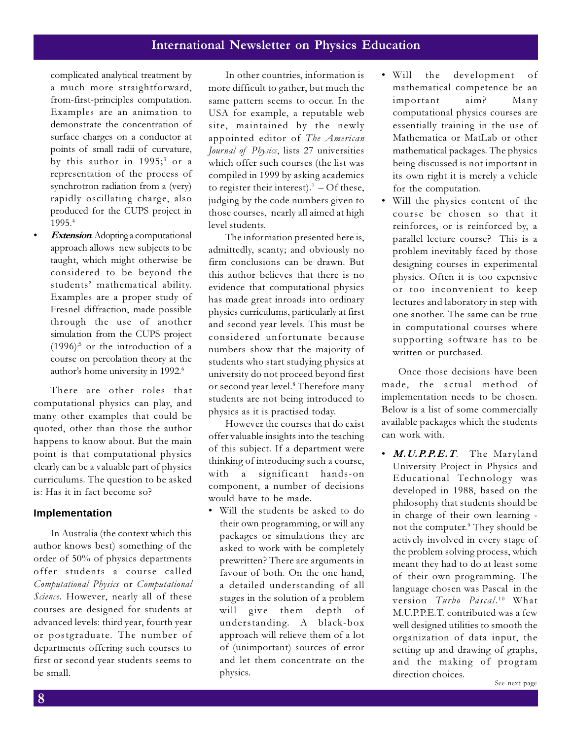complicated analytical treatment by a much more straightforward, from-first-principles computation. Examples are an animation to demonstrate the concentration of surface charges on a conductor at points of small radii of curvature, by this author in 1995;[3] or a representation of the process of synchrotron radiation from a (very) rapidly oscillating charge, also produced for the CUPS project in 1995.[4]

- ***Extension***. Adopting a computational approach allows new subjects to be taught, which might otherwise be considered to be beyond the students' mathematical ability. Examples are a proper study of Fresnel diffraction, made possible through the use of another simulation from the CUPS project (1996)[5] or the introduction of a course on percolation theory at the author's home university in 1992.[6]

There are other roles that computational physics can play, and many other examples that could be quoted, other than those the author happens to know about. But the main point is that computational physics clearly can be a valuable part of physics curriculums. The question to be asked is: Has it in fact become so?

## Implementation

In Australia (the context which this author knows best) something of the order of 50% of physics departments offer students a course called *Computational Physics* or *Computational Science*. However, nearly all of these courses are designed for students at advanced levels: third year, fourth year or postgraduate. The number of departments offering such courses to first or second year students seems to be small.

In other countries, information is more difficult to gather, but much the same pattern seems to occur. In the USA for example, a reputable web site, maintained by the newly appointed editor of *The American Journal of Physics*, lists 27 universities which offer such courses (the list was compiled in 1999 by asking academics to register their interest).[7] – Of these, judging by the code numbers given to those courses, nearly all aimed at high level students.

The information presented here is, admittedly, scanty; and obviously no firm conclusions can be drawn. But this author believes that there is no evidence that computational physics has made great inroads into ordinary physics curriculums, particularly at first and second year levels. This must be considered unfortunate because numbers show that the majority of students who start studying physics at university do not proceed beyond first or second year level.[8] Therefore many students are not being introduced to physics as it is practised today.

However the courses that do exist offer valuable insights into the teaching of this subject. If a department were thinking of introducing such a course, with a significant hands-on component, a number of decisions would have to be made.

- Will the students be asked to do their own programming, or will any packages or simulations they are asked to work with be completely prewritten? There are arguments in favour of both. On the one hand, a detailed understanding of all stages in the solution of a problem will give them depth of understanding. A black-box approach will relieve them of a lot of (unimportant) sources of error and let them concentrate on the physics.
- Will the development of mathematical competence be an important aim? Many computational physics courses are essentially training in the use of Mathematica or MatLab or other mathematical packages. The physics being discussed is not important in its own right it is merely a vehicle for the computation.
- Will the physics content of the course be chosen so that it reinforces, or is reinforced by, a parallel lecture course? This is a problem inevitably faced by those designing courses in experimental physics. Often it is too expensive or too inconvenient to keep lectures and laboratory in step with one another. The same can be true in computational courses where supporting software has to be written or purchased.

Once those decisions have been made, the actual method of implementation needs to be chosen. Below is a list of some commercially available packages which the students can work with.

- ***M.U.P.P.E.T.*** The Maryland University Project in Physics and Educational Technology was developed in 1988, based on the philosophy that students should be in charge of their own learning - not the computer.[9] They should be actively involved in every stage of the problem solving process, which meant they had to do at least some of their own programming. The language chosen was Pascal in the version *Turbo Pascal*.[10] What M.U.P.P.E.T. contributed was a few well designed utilities to smooth the organization of data input, the setting up and drawing of graphs, and the making of program direction choices.

See next page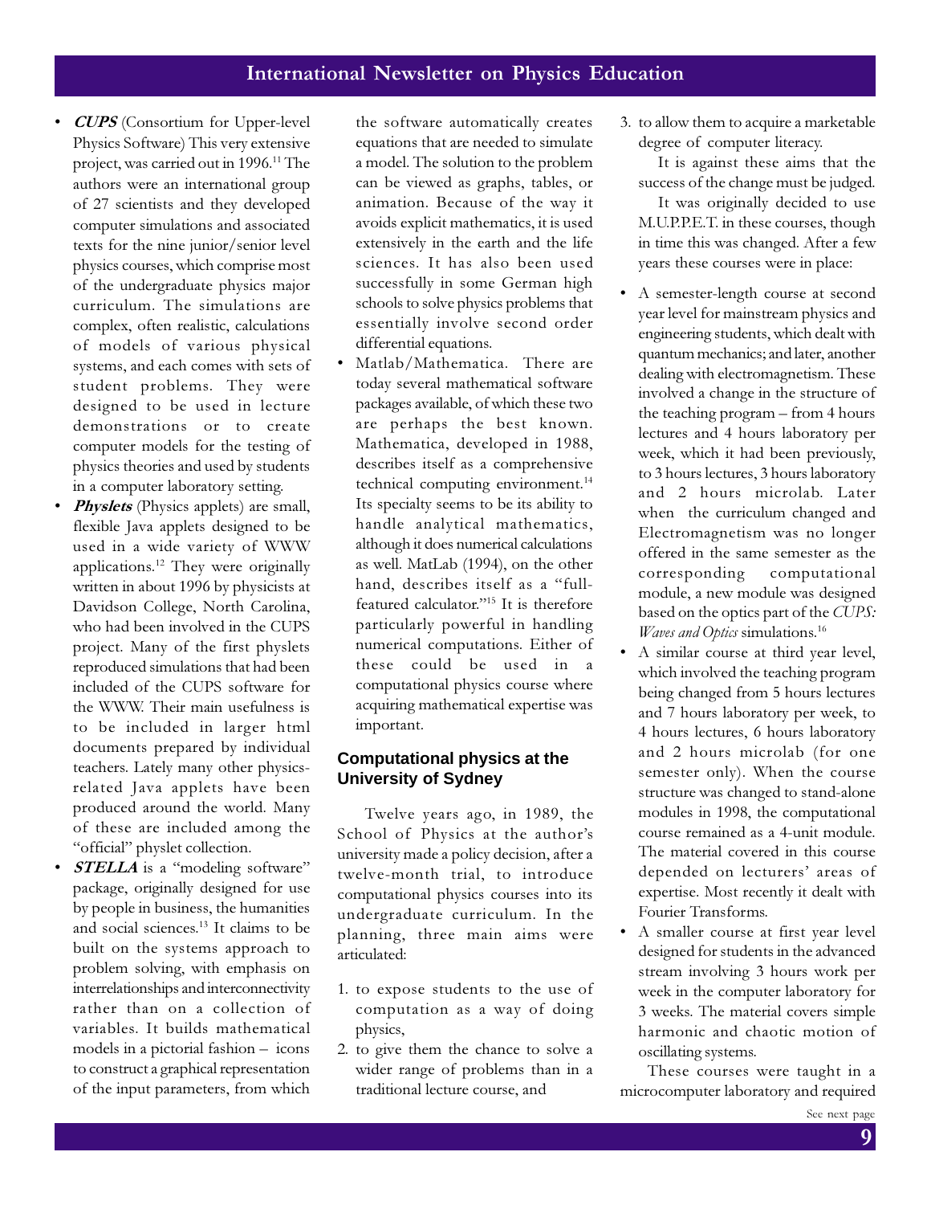- ***CUPS*** (Consortium for Upper-level Physics Software) This very extensive project, was carried out in 1996.[11] The authors were an international group of 27 scientists and they developed computer simulations and associated texts for the nine junior/senior level physics courses, which comprise most of the undergraduate physics major curriculum. The simulations are complex, often realistic, calculations of models of various physical systems, and each comes with sets of student problems. They were designed to be used in lecture demonstrations or to create computer models for the testing of physics theories and used by students in a computer laboratory setting.
- ***Physlets*** (Physics applets) are small, flexible Java applets designed to be used in a wide variety of WWW applications.[12] They were originally written in about 1996 by physicists at Davidson College, North Carolina, who had been involved in the CUPS project. Many of the first physlets reproduced simulations that had been included of the CUPS software for the WWW. Their main usefulness is to be included in larger html documents prepared by individual teachers. Lately many other physics-related Java applets have been produced around the world. Many of these are included among the "official" physlet collection.
- ***STELLA*** is a "modeling software" package, originally designed for use by people in business, the humanities and social sciences.[13] It claims to be built on the systems approach to problem solving, with emphasis on interrelationships and interconnectivity rather than on a collection of variables. It builds mathematical models in a pictorial fashion – icons to construct a graphical representation of the input parameters, from which the software automatically creates equations that are needed to simulate a model. The solution to the problem can be viewed as graphs, tables, or animation. Because of the way it avoids explicit mathematics, it is used extensively in the earth and the life sciences. It has also been used successfully in some German high schools to solve physics problems that essentially involve second order differential equations.
- Matlab/Mathematica. There are today several mathematical software packages available, of which these two are perhaps the best known. Mathematica, developed in 1988, describes itself as a comprehensive technical computing environment.[14] Its specialty seems to be its ability to handle analytical mathematics, although it does numerical calculations as well. MatLab (1994), on the other hand, describes itself as a "full-featured calculator."[15] It is therefore particularly powerful in handling numerical computations. Either of these could be used in a computational physics course where acquiring mathematical expertise was important.

## Computational physics at the University of Sydney

Twelve years ago, in 1989, the School of Physics at the author's university made a policy decision, after a twelve-month trial, to introduce computational physics courses into its undergraduate curriculum. In the planning, three main aims were articulated:

1. to expose students to the use of computation as a way of doing physics,
2. to give them the chance to solve a wider range of problems than in a traditional lecture course, and
3. to allow them to acquire a marketable degree of computer literacy.

It is against these aims that the success of the change must be judged.

It was originally decided to use M.U.P.P.E.T. in these courses, though in time this was changed. After a few years these courses were in place:

- A semester-length course at second year level for mainstream physics and engineering students, which dealt with quantum mechanics; and later, another dealing with electromagnetism. These involved a change in the structure of the teaching program – from 4 hours lectures and 4 hours laboratory per week, which it had been previously, to 3 hours lectures, 3 hours laboratory and 2 hours microlab. Later when the curriculum changed and Electromagnetism was no longer offered in the same semester as the corresponding computational module, a new module was designed based on the optics part of the *CUPS: Waves and Optics* simulations.[16]
- A similar course at third year level, which involved the teaching program being changed from 5 hours lectures and 7 hours laboratory per week, to 4 hours lectures, 6 hours laboratory and 2 hours microlab (for one semester only). When the course structure was changed to stand-alone modules in 1998, the computational course remained as a 4-unit module. The material covered in this course depended on lecturers' areas of expertise. Most recently it dealt with Fourier Transforms.
- A smaller course at first year level designed for students in the advanced stream involving 3 hours work per week in the computer laboratory for 3 weeks. The material covers simple harmonic and chaotic motion of oscillating systems.

These courses were taught in a microcomputer laboratory and required

See next page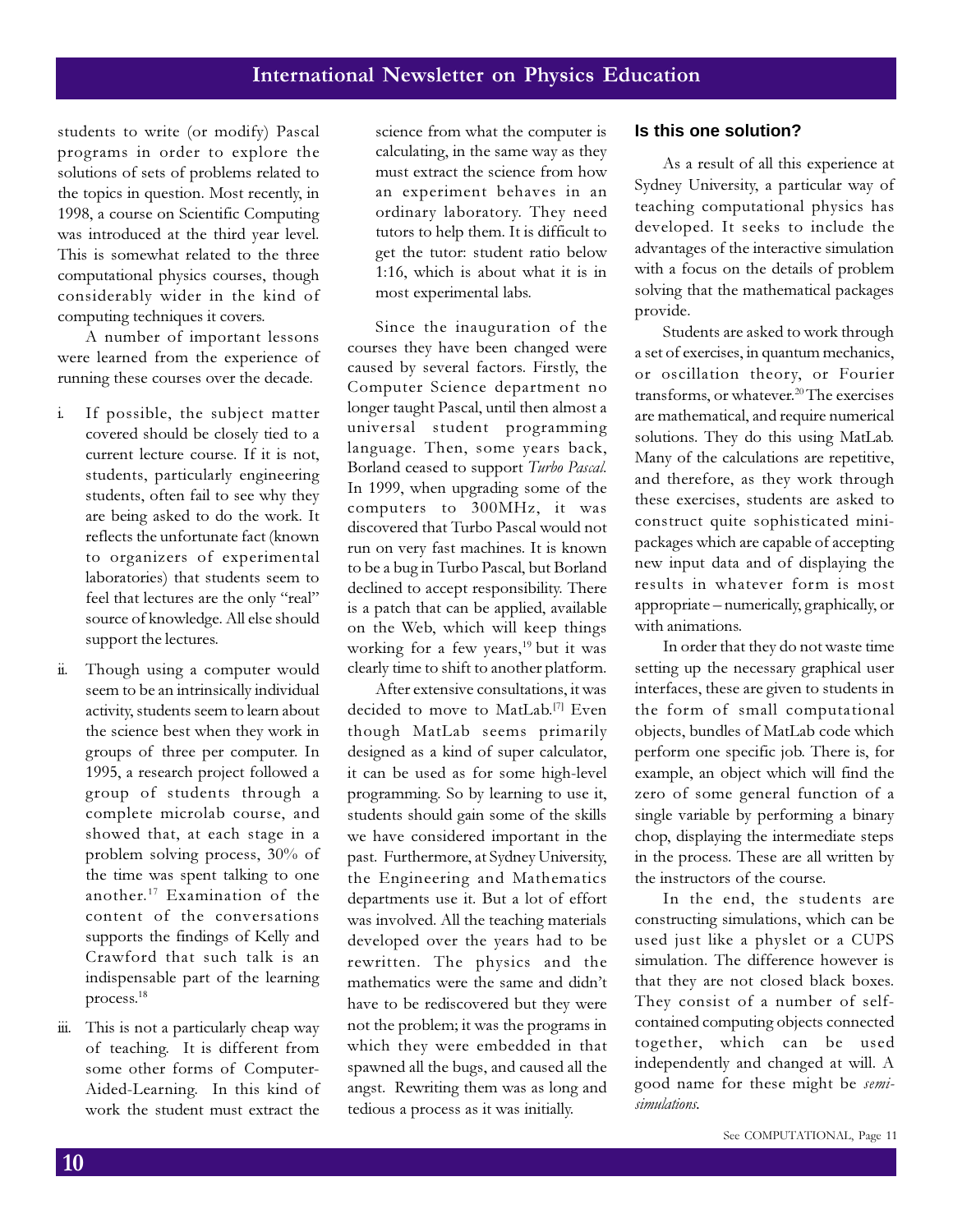students to write (or modify) Pascal programs in order to explore the solutions of sets of problems related to the topics in question. Most recently, in 1998, a course on Scientific Computing was introduced at the third year level. This is somewhat related to the three computational physics courses, though considerably wider in the kind of computing techniques it covers.

A number of important lessons were learned from the experience of running these courses over the decade.

i. If possible, the subject matter covered should be closely tied to a current lecture course. If it is not, students, particularly engineering students, often fail to see why they are being asked to do the work. It reflects the unfortunate fact (known to organizers of experimental laboratories) that students seem to feel that lectures are the only "real" source of knowledge. All else should support the lectures.

ii. Though using a computer would seem to be an intrinsically individual activity, students seem to learn about the science best when they work in groups of three per computer. In 1995, a research project followed a group of students through a complete microlab course, and showed that, at each stage in a problem solving process, 30% of the time was spent talking to one another.[17] Examination of the content of the conversations supports the findings of Kelly and Crawford that such talk is an indispensable part of the learning process.[18]

iii. This is not a particularly cheap way of teaching. It is different from some other forms of Computer-Aided-Learning. In this kind of work the student must extract the science from what the computer is calculating, in the same way as they must extract the science from how an experiment behaves in an ordinary laboratory. They need tutors to help them. It is difficult to get the tutor: student ratio below 1:16, which is about what it is in most experimental labs.

Since the inauguration of the courses they have been changed were caused by several factors. Firstly, the Computer Science department no longer taught Pascal, until then almost a universal student programming language. Then, some years back, Borland ceased to support *Turbo Pascal.* In 1999, when upgrading some of the computers to 300MHz, it was discovered that Turbo Pascal would not run on very fast machines. It is known to be a bug in Turbo Pascal, but Borland declined to accept responsibility. There is a patch that can be applied, available on the Web, which will keep things working for a few years,[19] but it was clearly time to shift to another platform.

After extensive consultations, it was decided to move to MatLab.[7] Even though MatLab seems primarily designed as a kind of super calculator, it can be used as for some high-level programming. So by learning to use it, students should gain some of the skills we have considered important in the past. Furthermore, at Sydney University, the Engineering and Mathematics departments use it. But a lot of effort was involved. All the teaching materials developed over the years had to be rewritten. The physics and the mathematics were the same and didn't have to be rediscovered but they were not the problem; it was the programs in which they were embedded in that spawned all the bugs, and caused all the angst. Rewriting them was as long and tedious a process as it was initially.

### Is this one solution?

As a result of all this experience at Sydney University, a particular way of teaching computational physics has developed. It seeks to include the advantages of the interactive simulation with a focus on the details of problem solving that the mathematical packages provide.

Students are asked to work through a set of exercises, in quantum mechanics, or oscillation theory, or Fourier transforms, or whatever.[20] The exercises are mathematical, and require numerical solutions. They do this using MatLab. Many of the calculations are repetitive, and therefore, as they work through these exercises, students are asked to construct quite sophisticated mini-packages which are capable of accepting new input data and of displaying the results in whatever form is most appropriate – numerically, graphically, or with animations.

In order that they do not waste time setting up the necessary graphical user interfaces, these are given to students in the form of small computational objects, bundles of MatLab code which perform one specific job. There is, for example, an object which will find the zero of some general function of a single variable by performing a binary chop, displaying the intermediate steps in the process. These are all written by the instructors of the course.

In the end, the students are constructing simulations, which can be used just like a physlet or a CUPS simulation. The difference however is that they are not closed black boxes. They consist of a number of self-contained computing objects connected together, which can be used independently and changed at will. A good name for these might be *semi-simulations.*

See COMPUTATIONAL, Page 11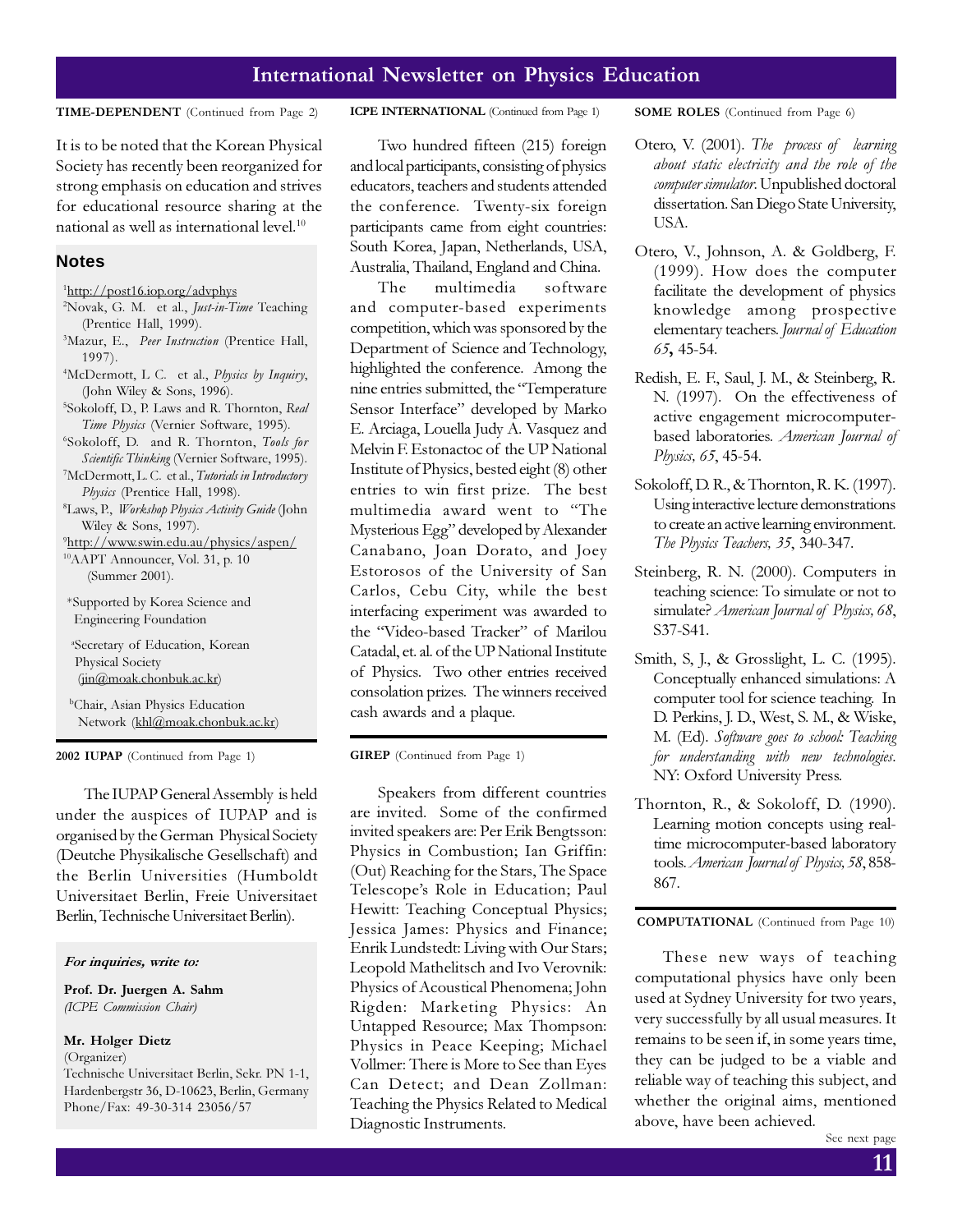**TIME-DEPENDENT** (Continued from Page 2)

It is to be noted that the Korean Physical Society has recently been reorganized for strong emphasis on education and strives for educational resource sharing at the national as well as international level.[10]

## Notes

[1] http://post16.iop.org/advphys
[2] Novak, G. M. et al., *Just-in-Time* Teaching (Prentice Hall, 1999).
[3] Mazur, E., *Peer Instruction* (Prentice Hall, 1997).
[4] McDermott, L. C. et al., *Physics by Inquiry*, (John Wiley & Sons, 1996).
[5] Sokoloff, D., P. Laws and R. Thornton, *Real Time Physics* (Vernier Software, 1995).
[6] Sokoloff, D. and R. Thornton, *Tools for Scientific Thinking* (Vernier Software, 1995).
[7] McDermott, L. C. et al., *Tutorials in Introductory Physics* (Prentice Hall, 1998).
[8] Laws, P., *Workshop Physics Activity Guide* (John Wiley & Sons, 1997).
[9] http://www.swin.edu.au/physics/aspen/
[10] AAPT Announcer, Vol. 31, p. 10 (Summer 2001).

*Supported by Korea Science and Engineering Foundation

[a] Secretary of Education, Korean Physical Society (jin@moak.chonbuk.ac.kr)

[b] Chair, Asian Physics Education Network (khl@moak.chonbuk.ac.kr)

**2002 IUPAP** (Continued from Page 1)

The IUPAP General Assembly is held under the auspices of IUPAP and is organised by the German Physical Society (Deutche Physikalische Gesellschaft) and the Berlin Universities (Humboldt Universitaet Berlin, Freie Universitaet Berlin, Technische Universitaet Berlin).

***For inquiries, write to:***

**Prof. Dr. Juergen A. Sahm**
*(ICPE Commission Chair)*

**Mr. Holger Dietz**
(Organizer)
Technische Universitaet Berlin, Sekr. PN 1-1, Hardenbergstr 36, D-10623, Berlin, Germany
Phone/Fax: 49-30-314 23056/57

**ICPE INTERNATIONAL** (Continued from Page 1)

Two hundred fifteen (215) foreign and local participants, consisting of physics educators, teachers and students attended the conference. Twenty-six foreign participants came from eight countries: South Korea, Japan, Netherlands, USA, Australia, Thailand, England and China.

The multimedia software and computer-based experiments competition, which was sponsored by the Department of Science and Technology, highlighted the conference. Among the nine entries submitted, the "Temperature Sensor Interface" developed by Marko E. Arciaga, Louella Judy A. Vasquez and Melvin F. Estonactoc of the UP National Institute of Physics, bested eight (8) other entries to win first prize. The best multimedia award went to "The Mysterious Egg" developed by Alexander Canabano, Joan Dorato, and Joey Estorosos of the University of San Carlos, Cebu City, while the best interfacing experiment was awarded to the "Video-based Tracker" of Marilou Catadal, et. al. of the UP National Institute of Physics. Two other entries received consolation prizes. The winners received cash awards and a plaque.

**GIREP** (Continued from Page 1)

Speakers from different countries are invited. Some of the confirmed invited speakers are: Per Erik Bengtsson: Physics in Combustion; Ian Griffin: (Out) Reaching for the Stars, The Space Telescope's Role in Education; Paul Hewitt: Teaching Conceptual Physics; Jessica James: Physics and Finance; Enrik Lundstedt: Living with Our Stars; Leopold Mathelitsch and Ivo Verovnik: Physics of Acoustical Phenomena; John Rigden: Marketing Physics: An Untapped Resource; Max Thompson: Physics in Peace Keeping; Michael Vollmer: There is More to See than Eyes Can Detect; and Dean Zollman: Teaching the Physics Related to Medical Diagnostic Instruments.

**SOME ROLES** (Continued from Page 6)

Otero, V. (2001). *The process of learning about static electricity and the role of the computer simulator*. Unpublished doctoral dissertation. San Diego State University, USA.

Otero, V., Johnson, A. & Goldberg, F. (1999). How does the computer facilitate the development of physics knowledge among prospective elementary teachers. *Journal of Education 65***,** 45-54.

Redish, E. F., Saul, J. M., & Steinberg, R. N. (1997). On the effectiveness of active engagement microcomputer-based laboratories. *American Journal of Physics, 65*, 45-54.

Sokoloff, D. R., & Thornton, R. K. (1997). Using interactive lecture demonstrations to create an active learning environment. *The Physics Teachers, 35*, 340-347.

Steinberg, R. N. (2000). Computers in teaching science: To simulate or not to simulate? *American Journal of Physics, 68*, S37-S41.

Smith, S, J., & Grosslight, L. C. (1995). Conceptually enhanced simulations: A computer tool for science teaching. In D. Perkins, J. D., West, S. M., & Wiske, M. (Ed). *Software goes to school: Teaching for understanding with new technologies*. NY: Oxford University Press.

Thornton, R., & Sokoloff, D. (1990). Learning motion concepts using real-time microcomputer-based laboratory tools. *American Journal of Physics, 58*, 858-867.

**COMPUTATIONAL** (Continued from Page 10)

These new ways of teaching computational physics have only been used at Sydney University for two years, very successfully by all usual measures. It remains to be seen if, in some years time, they can be judged to be a viable and reliable way of teaching this subject, and whether the original aims, mentioned above, have been achieved.

See next page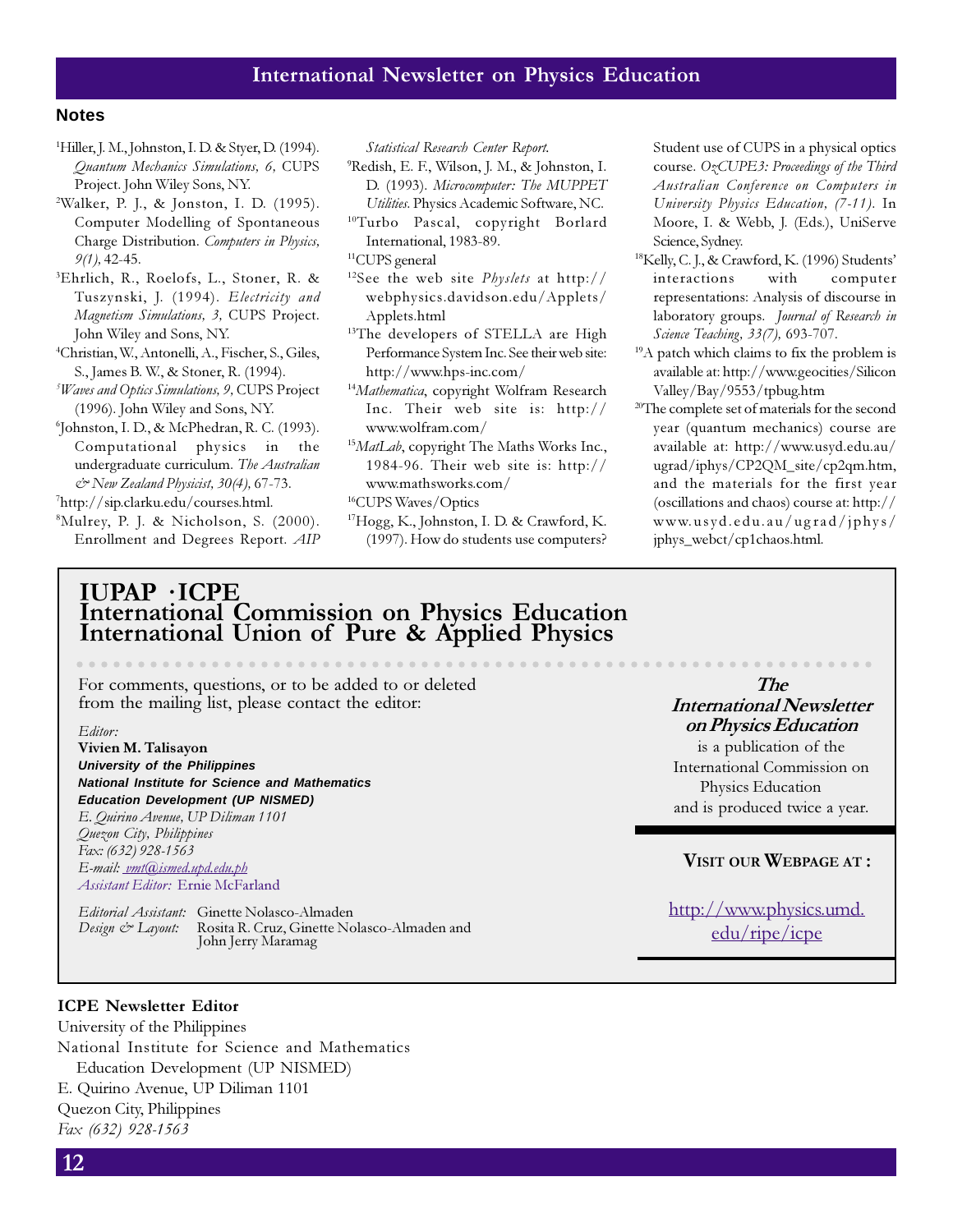## Notes

[1]Hiller, J. M., Johnston, I. D. & Styer, D. (1994). *Quantum Mechanics Simulations, 6,* CUPS Project. John Wiley Sons, NY.

[2]Walker, P. J., & Jonston, I. D. (1995). Computer Modelling of Spontaneous Charge Distribution. *Computers in Physics, 9(1),* 42-45.

[3]Ehrlich, R., Roelofs, L., Stoner, R. & Tuszynski, J. (1994). *Electricity and Magnetism Simulations, 3,* CUPS Project. John Wiley and Sons, NY.

[4]Christian, W., Antonelli, A., Fischer, S., Giles, S., James B. W., & Stoner, R. (1994).

[5]*Waves and Optics Simulations, 9,* CUPS Project (1996). John Wiley and Sons, NY.

[6]Johnston, I. D., & McPhedran, R. C. (1993). Computational physics in the undergraduate curriculum. *The Australian & New Zealand Physicist, 30(4),* 67-73.

[7]http://sip.clarku.edu/courses.html.

[8]Mulrey, P. J. & Nicholson, S. (2000). Enrollment and Degrees Report. *AIP Statistical Research Center Report.*

[9]Redish, E. F., Wilson, J. M., & Johnston, I. D. (1993). *Microcomputer: The MUPPET Utilities.* Physics Academic Software, NC.

[10]Turbo Pascal, copyright Borlard International, 1983-89.

[11]CUPS general

[12]See the web site *Physlets* at http://webphysics.davidson.edu/Applets/Applets.html

[13]The developers of STELLA are High Performance System Inc. See their web site: http://www.hps-inc.com/

[14]*Mathematica,* copyright Wolfram Research Inc. Their web site is: http://www.wolfram.com/

[15]*MatLab*, copyright The Maths Works Inc., 1984-96. Their web site is: http://www.mathsworks.com/

[16]CUPS Waves/Optics

[17]Hogg, K., Johnston, I. D. & Crawford, K. (1997). How do students use computers? Student use of CUPS in a physical optics course. *OzCUPE3: Proceedings of the Third Australian Conference on Computers in University Physics Education, (7-11).* In Moore, I. & Webb, J. (Eds.), UniServe Science, Sydney.

[18]Kelly, C. J., & Crawford, K. (1996) Students' interactions with computer representations: Analysis of discourse in laboratory groups. *Journal of Research in Science Teaching, 33(7),* 693-707.

[19]A patch which claims to fix the problem is available at: http://www.geocities/Silicon Valley/Bay/9553/tpbug.htm

[20]The complete set of materials for the second year (quantum mechanics) course are available at: http://www.usyd.edu.au/ugrad/iphys/CP2QM_site/cp2qm.htm, and the materials for the first year (oscillations and chaos) course at: http://www.usyd.edu.au/ugrad/jphys/jphys_webct/cp1chaos.html.

# IUPAP ·ICPE
# International Commission on Physics Education
# International Union of Pure & Applied Physics

For comments, questions, or to be added to or deleted from the mailing list, please contact the editor:

*Editor:*
**Vivien M. Talisayon**
***University of the Philippines***
***National Institute for Science and Mathematics***
***Education Development (UP NISMED)***
*E. Quirino Avenue, UP Diliman 1101*
*Quezon City, Philippines*
*Fax: (632) 928-1563*
*E-mail: vmt@ismed.upd.edu.ph*
*Assistant Editor:* Ernie McFarland

*Editorial Assistant:* Ginette Nolasco-Almaden
*Design & Layout:* Rosita R. Cruz, Ginette Nolasco-Almaden and John Jerry Maramag

***The International Newsletter on Physics Education*** is a publication of the International Commission on Physics Education and is produced twice a year.

**VISIT OUR WEBPAGE AT :**

http://www.physics.umd.edu/ripe/icpe

**ICPE Newsletter Editor**
University of the Philippines
National Institute for Science and Mathematics
Education Development (UP NISMED)
E. Quirino Avenue, UP Diliman 1101
Quezon City, Philippines
*Fax (632) 928-1563*